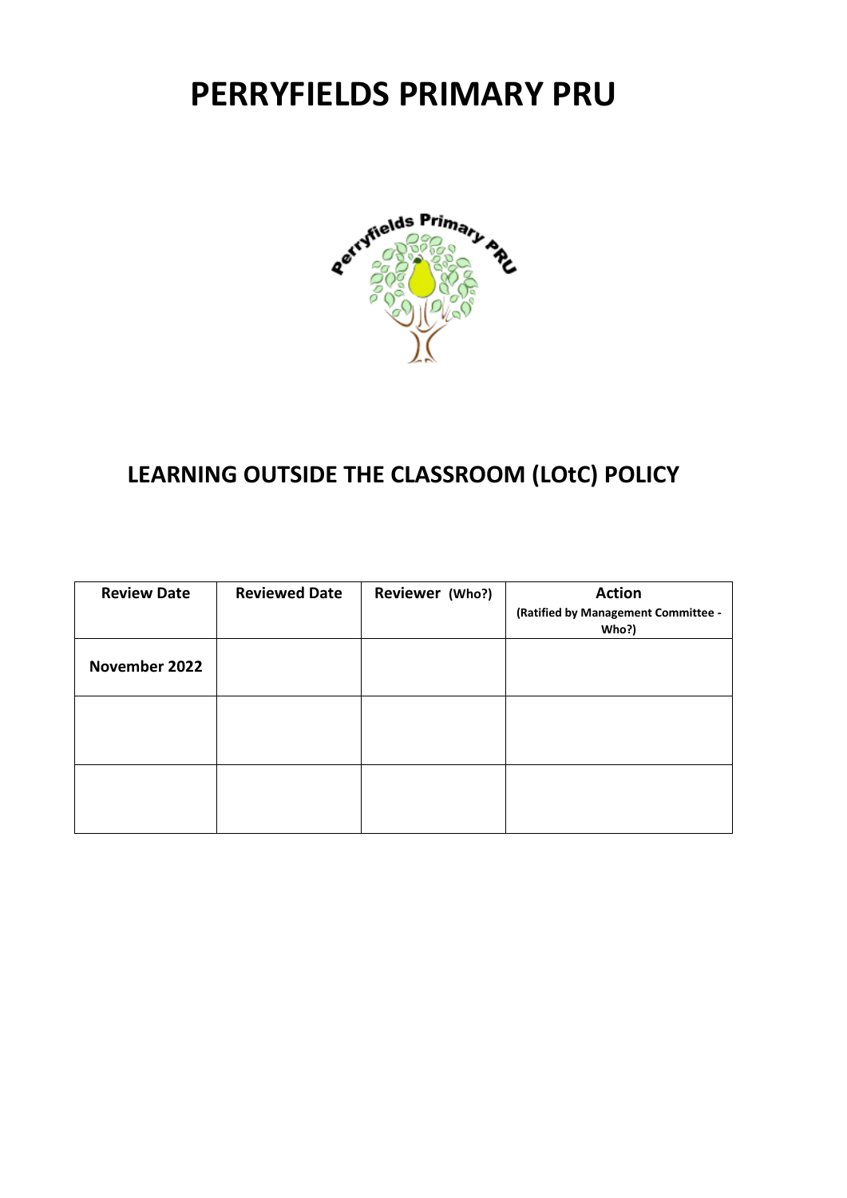# PERRYFIELDS PRIMARY PRU

## LEARNING OUTSIDE THE CLASSROOM (LOtC) POLICY

| Review Date | Reviewed Date | Reviewer (Who?) | Action (Ratified by Management Committee - Who?) |
|---|---|---|---|
| November 2022 | | | |
| | | | |
| | | | |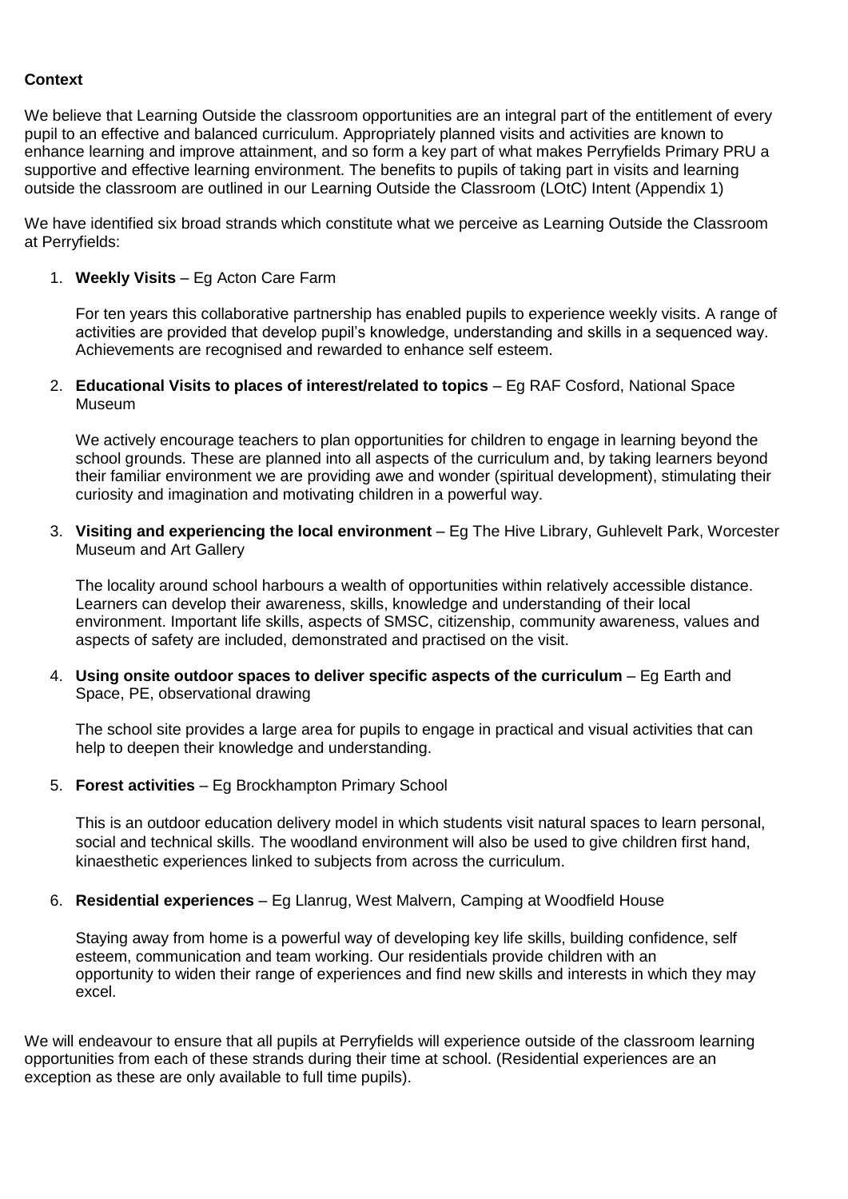**Context**

We believe that Learning Outside the classroom opportunities are an integral part of the entitlement of every pupil to an effective and balanced curriculum. Appropriately planned visits and activities are known to enhance learning and improve attainment, and so form a key part of what makes Perryfields Primary PRU a supportive and effective learning environment. The benefits to pupils of taking part in visits and learning outside the classroom are outlined in our Learning Outside the Classroom (LOtC) Intent (Appendix 1)

We have identified six broad strands which constitute what we perceive as Learning Outside the Classroom at Perryfields:

1. **Weekly Visits** – Eg Acton Care Farm

   For ten years this collaborative partnership has enabled pupils to experience weekly visits. A range of activities are provided that develop pupil's knowledge, understanding and skills in a sequenced way. Achievements are recognised and rewarded to enhance self esteem.

2. **Educational Visits to places of interest/related to topics** – Eg RAF Cosford, National Space Museum

   We actively encourage teachers to plan opportunities for children to engage in learning beyond the school grounds. These are planned into all aspects of the curriculum and, by taking learners beyond their familiar environment we are providing awe and wonder (spiritual development), stimulating their curiosity and imagination and motivating children in a powerful way.

3. **Visiting and experiencing the local environment** – Eg The Hive Library, Guhlevelt Park, Worcester Museum and Art Gallery

   The locality around school harbours a wealth of opportunities within relatively accessible distance. Learners can develop their awareness, skills, knowledge and understanding of their local environment. Important life skills, aspects of SMSC, citizenship, community awareness, values and aspects of safety are included, demonstrated and practised on the visit.

4. **Using onsite outdoor spaces to deliver specific aspects of the curriculum** – Eg Earth and Space, PE, observational drawing

   The school site provides a large area for pupils to engage in practical and visual activities that can help to deepen their knowledge and understanding.

5. **Forest activities** – Eg Brockhampton Primary School

   This is an outdoor education delivery model in which students visit natural spaces to learn personal, social and technical skills. The woodland environment will also be used to give children first hand, kinaesthetic experiences linked to subjects from across the curriculum.

6. **Residential experiences** – Eg Llanrug, West Malvern, Camping at Woodfield House

   Staying away from home is a powerful way of developing key life skills, building confidence, self esteem, communication and team working. Our residentials provide children with an opportunity to widen their range of experiences and find new skills and interests in which they may excel.

We will endeavour to ensure that all pupils at Perryfields will experience outside of the classroom learning opportunities from each of these strands during their time at school. (Residential experiences are an exception as these are only available to full time pupils).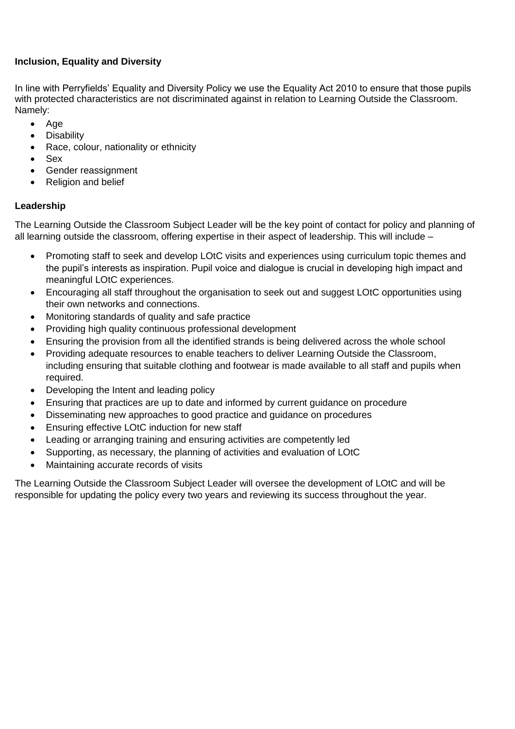**Inclusion, Equality and Diversity**

In line with Perryfields' Equality and Diversity Policy we use the Equality Act 2010 to ensure that those pupils with protected characteristics are not discriminated against in relation to Learning Outside the Classroom. Namely:

- Age
- Disability
- Race, colour, nationality or ethnicity
- Sex
- Gender reassignment
- Religion and belief

**Leadership**

The Learning Outside the Classroom Subject Leader will be the key point of contact for policy and planning of all learning outside the classroom, offering expertise in their aspect of leadership. This will include –

- Promoting staff to seek and develop LOtC visits and experiences using curriculum topic themes and the pupil's interests as inspiration. Pupil voice and dialogue is crucial in developing high impact and meaningful LOtC experiences.
- Encouraging all staff throughout the organisation to seek out and suggest LOtC opportunities using their own networks and connections.
- Monitoring standards of quality and safe practice
- Providing high quality continuous professional development
- Ensuring the provision from all the identified strands is being delivered across the whole school
- Providing adequate resources to enable teachers to deliver Learning Outside the Classroom, including ensuring that suitable clothing and footwear is made available to all staff and pupils when required.
- Developing the Intent and leading policy
- Ensuring that practices are up to date and informed by current guidance on procedure
- Disseminating new approaches to good practice and guidance on procedures
- Ensuring effective LOtC induction for new staff
- Leading or arranging training and ensuring activities are competently led
- Supporting, as necessary, the planning of activities and evaluation of LOtC
- Maintaining accurate records of visits

The Learning Outside the Classroom Subject Leader will oversee the development of LOtC and will be responsible for updating the policy every two years and reviewing its success throughout the year.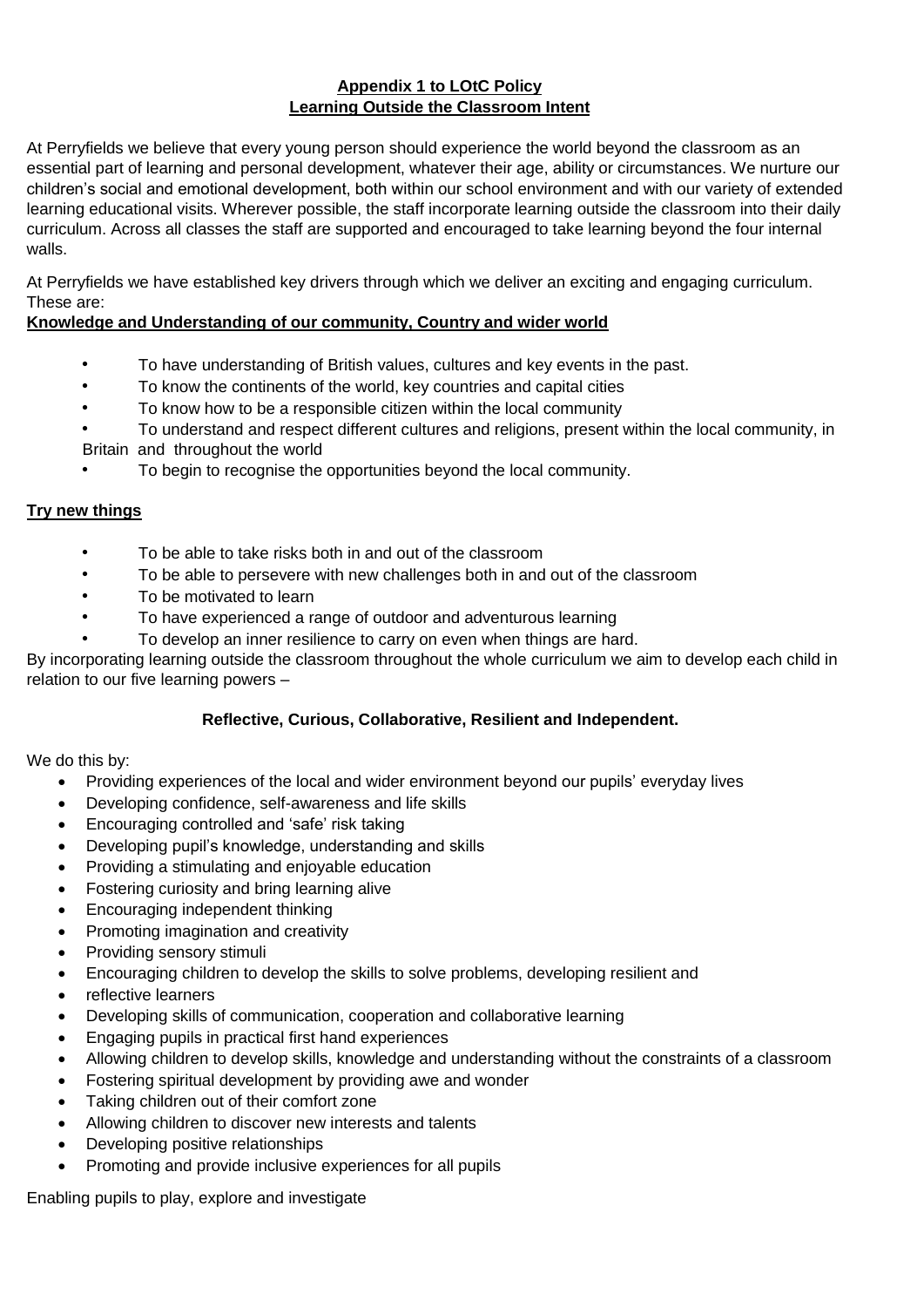**Appendix 1 to LOtC Policy**
**Learning Outside the Classroom Intent**

At Perryfields we believe that every young person should experience the world beyond the classroom as an essential part of learning and personal development, whatever their age, ability or circumstances. We nurture our children's social and emotional development, both within our school environment and with our variety of extended learning educational visits. Wherever possible, the staff incorporate learning outside the classroom into their daily curriculum. Across all classes the staff are supported and encouraged to take learning beyond the four internal walls.

At Perryfields we have established key drivers through which we deliver an exciting and engaging curriculum. These are:

**Knowledge and Understanding of our community, Country and wider world**

- To have understanding of British values, cultures and key events in the past.
- To know the continents of the world, key countries and capital cities
- To know how to be a responsible citizen within the local community
- To understand and respect different cultures and religions, present within the local community, in Britain and throughout the world
- To begin to recognise the opportunities beyond the local community.

**Try new things**

- To be able to take risks both in and out of the classroom
- To be able to persevere with new challenges both in and out of the classroom
- To be motivated to learn
- To have experienced a range of outdoor and adventurous learning
- To develop an inner resilience to carry on even when things are hard.

By incorporating learning outside the classroom throughout the whole curriculum we aim to develop each child in relation to our five learning powers –

**Reflective, Curious, Collaborative, Resilient and Independent.**

We do this by:

- Providing experiences of the local and wider environment beyond our pupils' everyday lives
- Developing confidence, self-awareness and life skills
- Encouraging controlled and 'safe' risk taking
- Developing pupil's knowledge, understanding and skills
- Providing a stimulating and enjoyable education
- Fostering curiosity and bring learning alive
- Encouraging independent thinking
- Promoting imagination and creativity
- Providing sensory stimuli
- Encouraging children to develop the skills to solve problems, developing resilient and
- reflective learners
- Developing skills of communication, cooperation and collaborative learning
- Engaging pupils in practical first hand experiences
- Allowing children to develop skills, knowledge and understanding without the constraints of a classroom
- Fostering spiritual development by providing awe and wonder
- Taking children out of their comfort zone
- Allowing children to discover new interests and talents
- Developing positive relationships
- Promoting and provide inclusive experiences for all pupils

Enabling pupils to play, explore and investigate